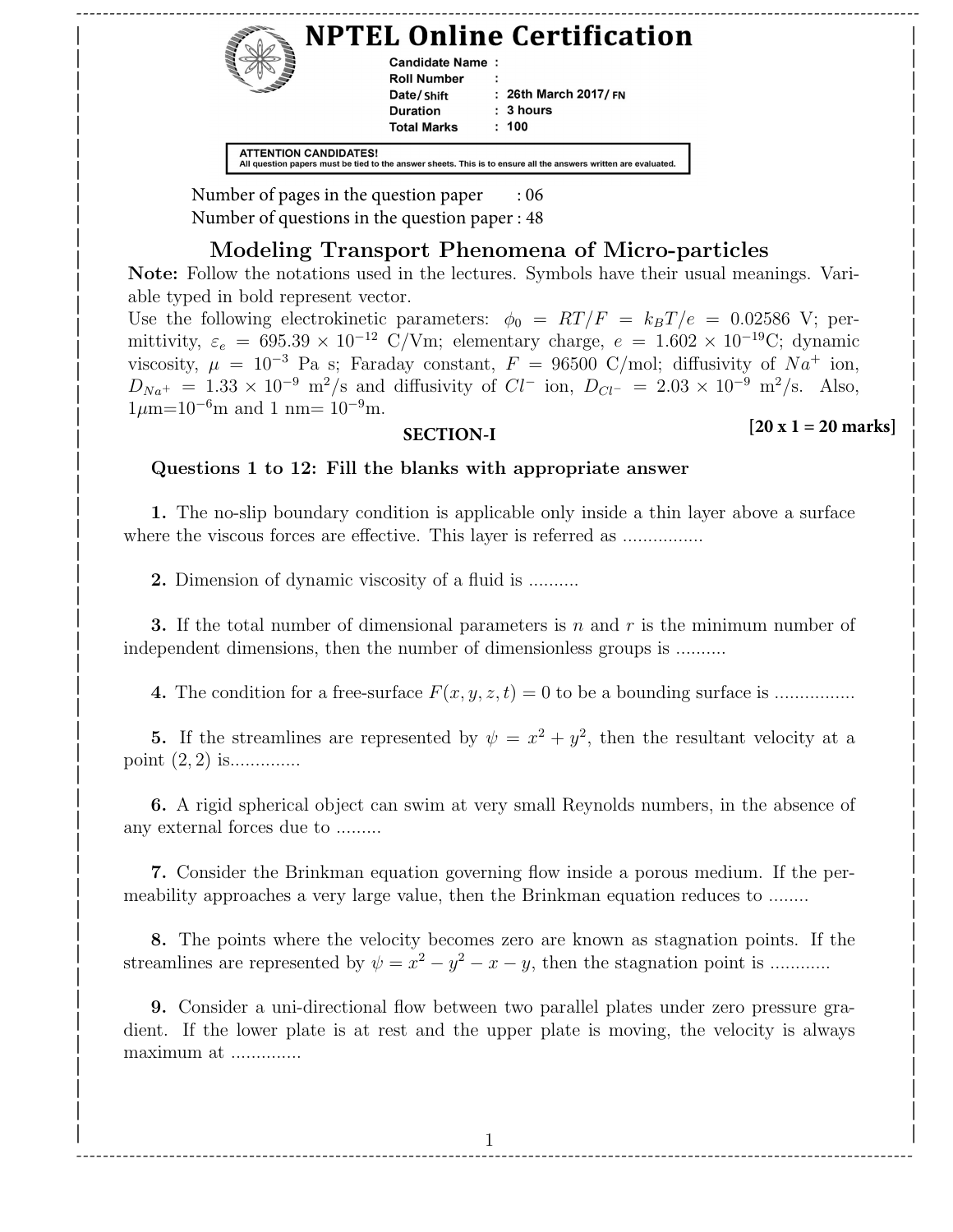# NPTEL Online Certification

**Candidate Name :**
**Roll Number :**
**Date/ Shift : 26th March 2017/ FN**
**Duration : 3 hours**
**Total Marks : 100**

**ATTENTION CANDIDATES!**
All question papers must be tied to the answer sheets. This is to ensure all the answers written are evaluated.

Number of pages in the question paper : 06
Number of questions in the question paper : 48

## Modeling Transport Phenomena of Micro-particles

**Note:** Follow the notations used in the lectures. Symbols have their usual meanings. Variable typed in bold represent vector.

Use the following electrokinetic parameters: $\phi_0 = RT/F = k_BT/e = 0.02586$ V; permittivity, $\varepsilon_e = 695.39 \times 10^{-12}$ C/Vm; elementary charge, $e = 1.602 \times 10^{-19}$C; dynamic viscosity, $\mu = 10^{-3}$ Pa s; Faraday constant, $F = 96500$ C/mol; diffusivity of $Na^+$ ion, $D_{Na^+} = 1.33 \times 10^{-9}$ m$^2$/s and diffusivity of $Cl^-$ ion, $D_{Cl^-} = 2.03 \times 10^{-9}$ m$^2$/s. Also, 1$\mu$m=$10^{-6}$m and 1 nm= $10^{-9}$m.

### SECTION-I

**[20 x 1 = 20 marks]**

**Questions 1 to 12: Fill the blanks with appropriate answer**

**1.** The no-slip boundary condition is applicable only inside a thin layer above a surface where the viscous forces are effective. This layer is referred as ................

**2.** Dimension of dynamic viscosity of a fluid is ..........

**3.** If the total number of dimensional parameters is $n$ and $r$ is the minimum number of independent dimensions, then the number of dimensionless groups is ..........

**4.** The condition for a free-surface $F(x, y, z, t) = 0$ to be a bounding surface is ................

**5.** If the streamlines are represented by $\psi = x^2 + y^2$, then the resultant velocity at a point $(2, 2)$ is..............

**6.** A rigid spherical object can swim at very small Reynolds numbers, in the absence of any external forces due to .........

**7.** Consider the Brinkman equation governing flow inside a porous medium. If the permeability approaches a very large value, then the Brinkman equation reduces to ........

**8.** The points where the velocity becomes zero are known as stagnation points. If the streamlines are represented by $\psi = x^2 - y^2 - x - y$, then the stagnation point is ............

**9.** Consider a uni-directional flow between two parallel plates under zero pressure gradient. If the lower plate is at rest and the upper plate is moving, the velocity is always maximum at ..............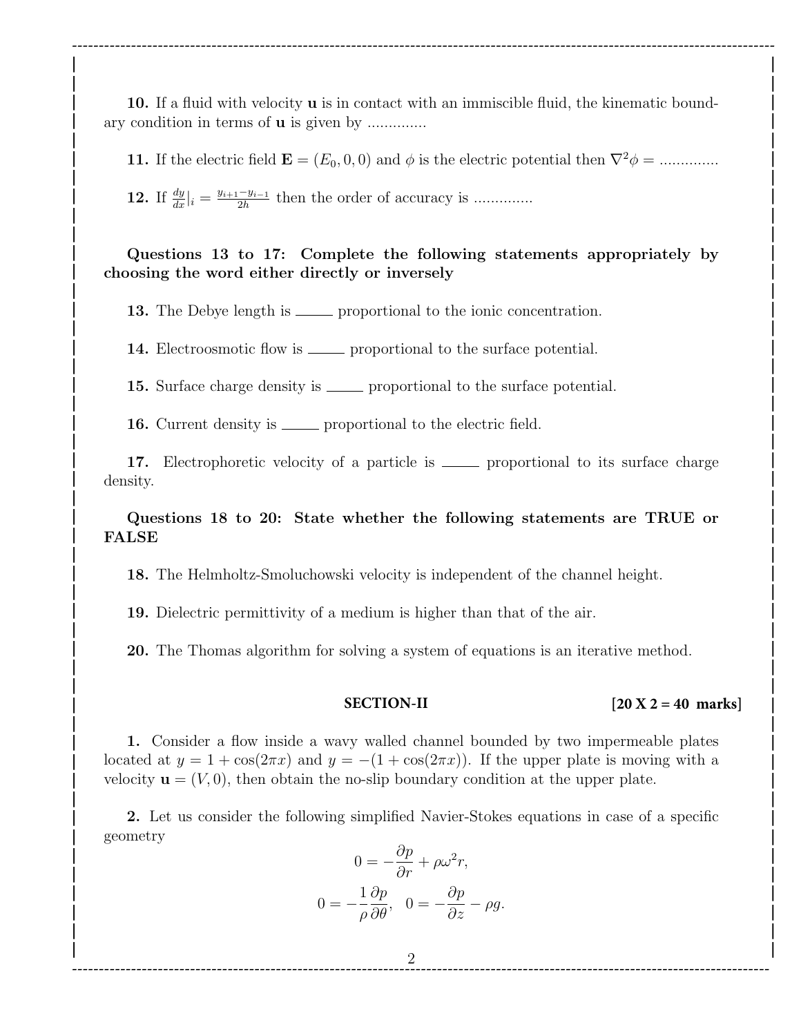**10.** If a fluid with velocity $\mathbf{u}$ is in contact with an immiscible fluid, the kinematic boundary condition in terms of $\mathbf{u}$ is given by ..............

**11.** If the electric field $\mathbf{E} = (E_0, 0, 0)$ and $\phi$ is the electric potential then $\nabla^2 \phi =$ ..............

**12.** If $\frac{dy}{dx}|_i = \frac{y_{i+1} - y_{i-1}}{2h}$ then the order of accuracy is ..............

**Questions 13 to 17: Complete the following statements appropriately by choosing the word either directly or inversely**

**13.** The Debye length is _____ proportional to the ionic concentration.

**14.** Electroosmotic flow is _____ proportional to the surface potential.

**15.** Surface charge density is _____ proportional to the surface potential.

**16.** Current density is _____ proportional to the electric field.

**17.** Electrophoretic velocity of a particle is _____ proportional to its surface charge density.

**Questions 18 to 20: State whether the following statements are TRUE or FALSE**

**18.** The Helmholtz-Smoluchowski velocity is independent of the channel height.

**19.** Dielectric permittivity of a medium is higher than that of the air.

**20.** The Thomas algorithm for solving a system of equations is an iterative method.

## SECTION-II [20 X 2 = 40 marks]

**1.** Consider a flow inside a wavy walled channel bounded by two impermeable plates located at $y = 1 + \cos(2\pi x)$ and $y = -(1 + \cos(2\pi x))$. If the upper plate is moving with a velocity $\mathbf{u} = (V, 0)$, then obtain the no-slip boundary condition at the upper plate.

**2.** Let us consider the following simplified Navier-Stokes equations in case of a specific geometry

$$0 = -\frac{\partial p}{\partial r} + \rho \omega^2 r,$$

$$0 = -\frac{1}{\rho}\frac{\partial p}{\partial \theta}, \quad 0 = -\frac{\partial p}{\partial z} - \rho g.$$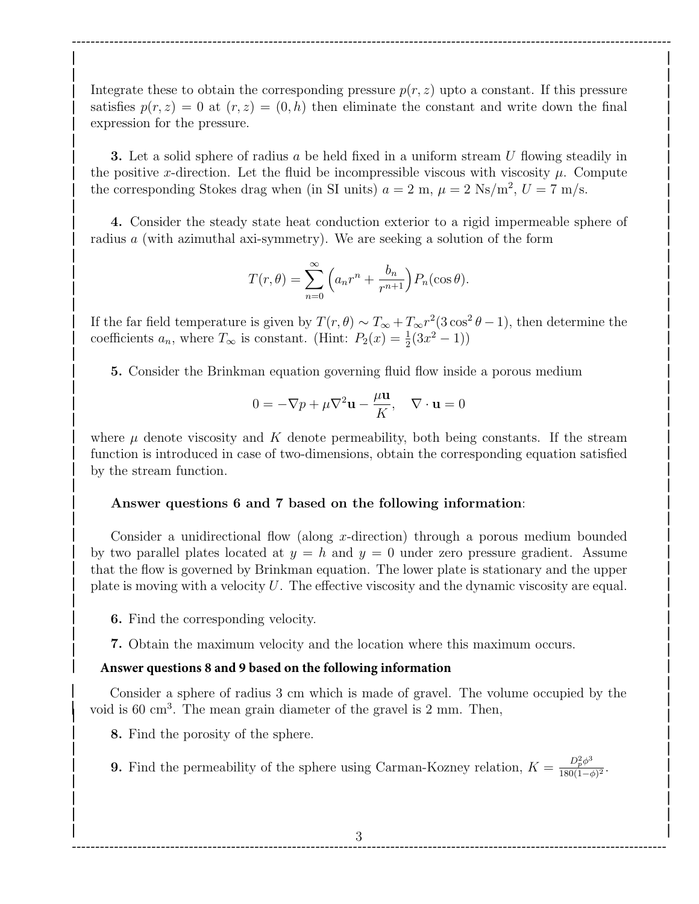Integrate these to obtain the corresponding pressure $p(r, z)$ upto a constant. If this pressure satisfies $p(r, z) = 0$ at $(r, z) = (0, h)$ then eliminate the constant and write down the final expression for the pressure.

**3.** Let a solid sphere of radius $a$ be held fixed in a uniform stream $U$ flowing steadily in the positive $x$-direction. Let the fluid be incompressible viscous with viscosity $\mu$. Compute the corresponding Stokes drag when (in SI units) $a = 2$ m, $\mu = 2$ Ns/m$^2$, $U = 7$ m/s.

**4.** Consider the steady state heat conduction exterior to a rigid impermeable sphere of radius $a$ (with azimuthal axi-symmetry). We are seeking a solution of the form

$$T(r, \theta) = \sum_{n=0}^{\infty} \left( a_n r^n + \frac{b_n}{r^{n+1}} \right) P_n(\cos\theta).$$

If the far field temperature is given by $T(r, \theta) \sim T_\infty + T_\infty r^2 (3\cos^2\theta - 1)$, then determine the coefficients $a_n$, where $T_\infty$ is constant. (Hint: $P_2(x) = \frac{1}{2}(3x^2 - 1)$)

**5.** Consider the Brinkman equation governing fluid flow inside a porous medium

$$0 = -\nabla p + \mu \nabla^2 \mathbf{u} - \frac{\mu \mathbf{u}}{K}, \quad \nabla \cdot \mathbf{u} = 0$$

where $\mu$ denote viscosity and $K$ denote permeability, both being constants. If the stream function is introduced in case of two-dimensions, obtain the corresponding equation satisfied by the stream function.

**Answer questions 6 and 7 based on the following information**:

Consider a unidirectional flow (along $x$-direction) through a porous medium bounded by two parallel plates located at $y = h$ and $y = 0$ under zero pressure gradient. Assume that the flow is governed by Brinkman equation. The lower plate is stationary and the upper plate is moving with a velocity $U$. The effective viscosity and the dynamic viscosity are equal.

**6.** Find the corresponding velocity.

**7.** Obtain the maximum velocity and the location where this maximum occurs.

**Answer questions 8 and 9 based on the following information**

Consider a sphere of radius 3 cm which is made of gravel. The volume occupied by the void is 60 cm$^3$. The mean grain diameter of the gravel is 2 mm. Then,

**8.** Find the porosity of the sphere.

**9.** Find the permeability of the sphere using Carman-Kozney relation, $K = \frac{D_p^2 \phi^3}{180(1-\phi)^2}$.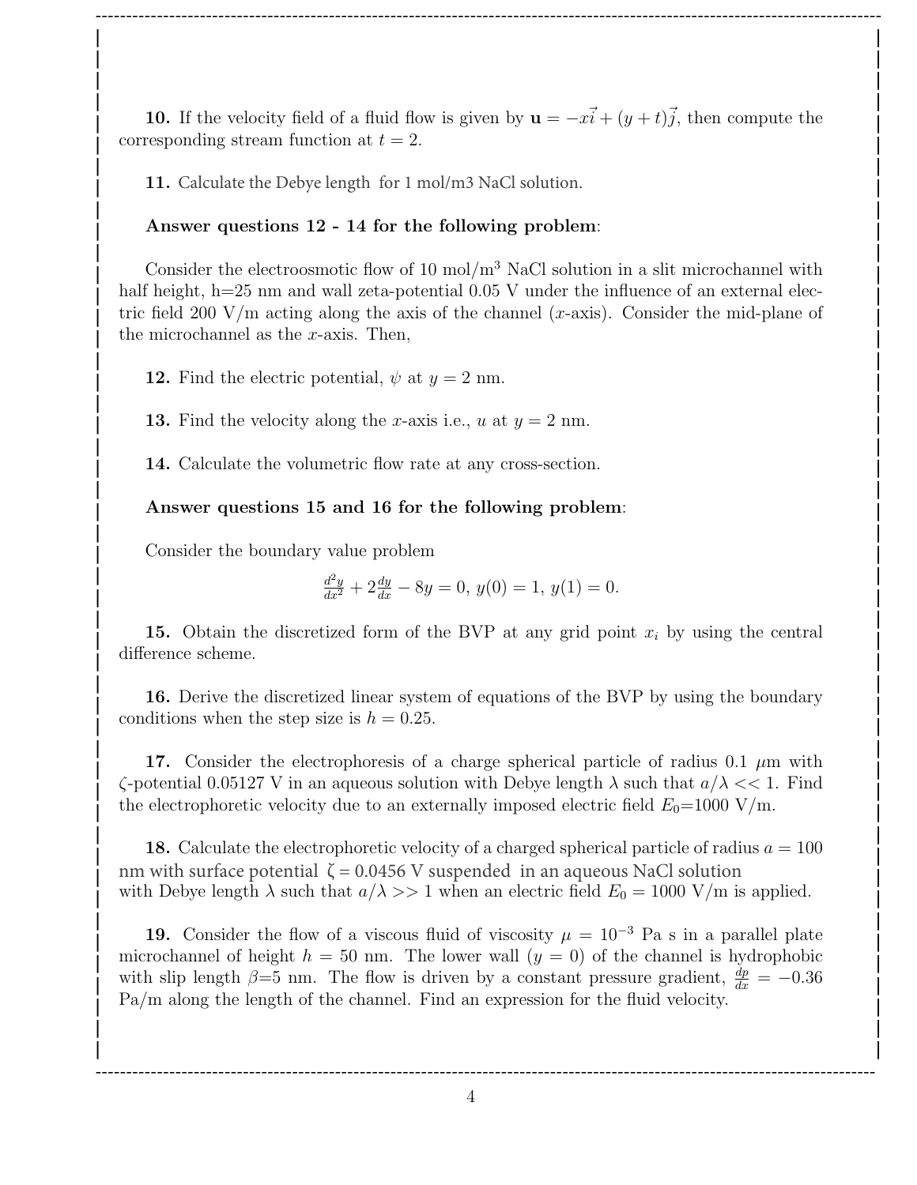**10.** If the velocity field of a fluid flow is given by $\mathbf{u} = -x\vec{i} + (y+t)\vec{j}$, then compute the corresponding stream function at $t = 2$.

**11.** Calculate the Debye length for 1 mol/m3 NaCl solution.

**Answer questions 12 - 14 for the following problem**:

Consider the electroosmotic flow of 10 mol/m$^3$ NaCl solution in a slit microchannel with half height, h=25 nm and wall zeta-potential 0.05 V under the influence of an external electric field 200 V/m acting along the axis of the channel ($x$-axis). Consider the mid-plane of the microchannel as the $x$-axis. Then,

**12.** Find the electric potential, $\psi$ at $y = 2$ nm.

**13.** Find the velocity along the $x$-axis i.e., $u$ at $y = 2$ nm.

**14.** Calculate the volumetric flow rate at any cross-section.

**Answer questions 15 and 16 for the following problem**:

Consider the boundary value problem

$$\frac{d^2y}{dx^2} + 2\frac{dy}{dx} - 8y = 0,\ y(0) = 1,\ y(1) = 0.$$

**15.** Obtain the discretized form of the BVP at any grid point $x_i$ by using the central difference scheme.

**16.** Derive the discretized linear system of equations of the BVP by using the boundary conditions when the step size is $h = 0.25$.

**17.** Consider the electrophoresis of a charge spherical particle of radius 0.1 $\mu$m with $\zeta$-potential 0.05127 V in an aqueous solution with Debye length $\lambda$ such that $a/\lambda << 1$. Find the electrophoretic velocity due to an externally imposed electric field $E_0$=1000 V/m.

**18.** Calculate the electrophoretic velocity of a charged spherical particle of radius $a = 100$ nm with surface potential $\zeta = 0.0456$ V suspended in an aqueous NaCl solution with Debye length $\lambda$ such that $a/\lambda >> 1$ when an electric field $E_0 = 1000$ V/m is applied.

**19.** Consider the flow of a viscous fluid of viscosity $\mu = 10^{-3}$ Pa s in a parallel plate microchannel of height $h = 50$ nm. The lower wall ($y = 0$) of the channel is hydrophobic with slip length $\beta$=5 nm. The flow is driven by a constant pressure gradient, $\frac{dp}{dx} = -0.36$ Pa/m along the length of the channel. Find an expression for the fluid velocity.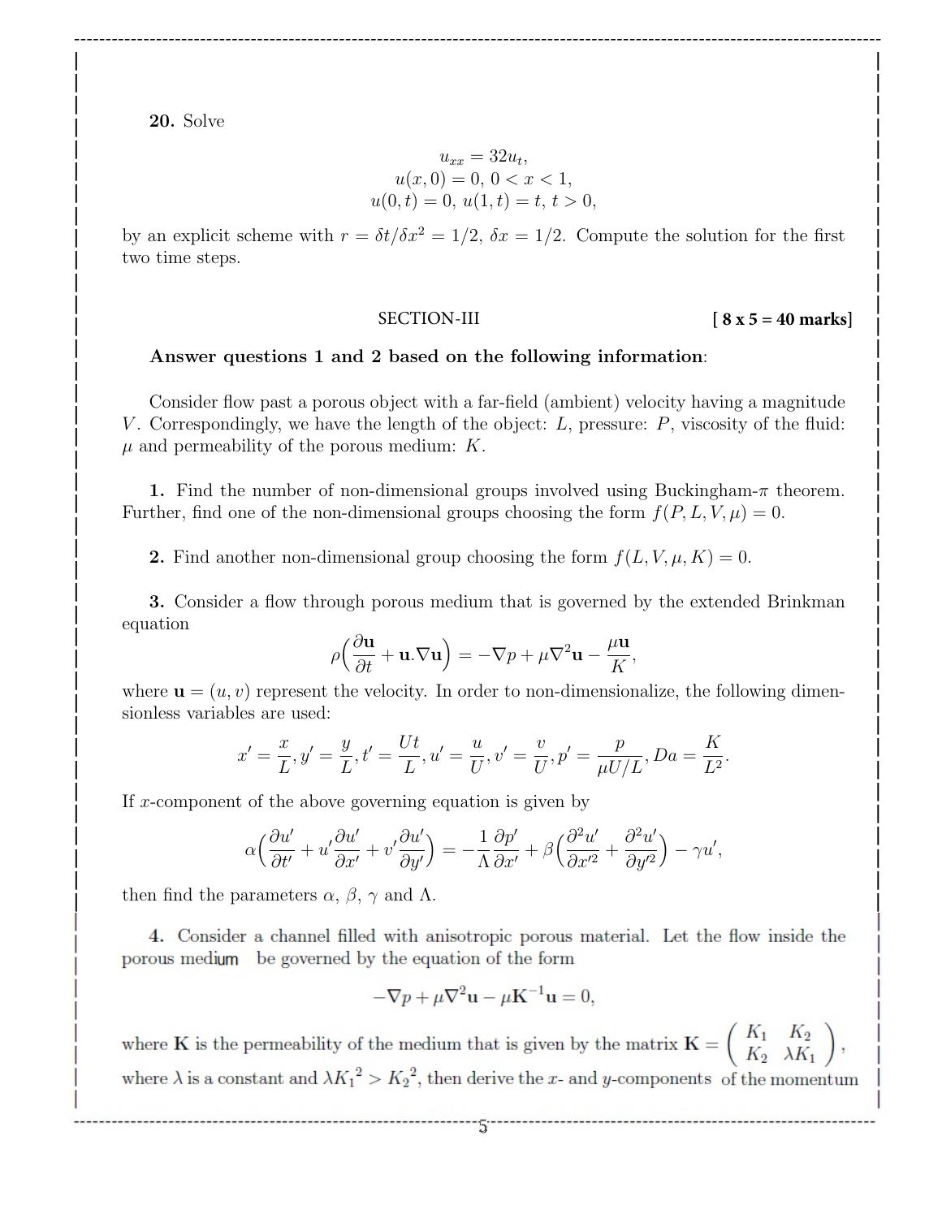**20.** Solve

$$u_{xx} = 32u_t,$$
$$u(x, 0) = 0,\ 0 < x < 1,$$
$$u(0, t) = 0,\ u(1, t) = t,\ t > 0,$$

by an explicit scheme with $r = \delta t/\delta x^2 = 1/2$, $\delta x = 1/2$. Compute the solution for the first two time steps.

## SECTION-III **[ 8 x 5 = 40 marks]**

**Answer questions 1 and 2 based on the following information**:

Consider flow past a porous object with a far-field (ambient) velocity having a magnitude $V$. Correspondingly, we have the length of the object: $L$, pressure: $P$, viscosity of the fluid: $\mu$ and permeability of the porous medium: $K$.

**1.** Find the number of non-dimensional groups involved using Buckingham-$\pi$ theorem. Further, find one of the non-dimensional groups choosing the form $f(P, L, V, \mu) = 0$.

**2.** Find another non-dimensional group choosing the form $f(L, V, \mu, K) = 0$.

**3.** Consider a flow through porous medium that is governed by the extended Brinkman equation

$$\rho\Big(\frac{\partial \mathbf{u}}{\partial t} + \mathbf{u}.\nabla\mathbf{u}\Big) = -\nabla p + \mu\nabla^2\mathbf{u} - \frac{\mu\mathbf{u}}{K},$$

where $\mathbf{u} = (u, v)$ represent the velocity. In order to non-dimensionalize, the following dimensionless variables are used:

$$x' = \frac{x}{L}, y' = \frac{y}{L}, t' = \frac{Ut}{L}, u' = \frac{u}{U}, v' = \frac{v}{U}, p' = \frac{p}{\mu U/L}, Da = \frac{K}{L^2}.$$

If $x$-component of the above governing equation is given by

$$\alpha\Big(\frac{\partial u'}{\partial t'} + u'\frac{\partial u'}{\partial x'} + v'\frac{\partial u'}{\partial y'}\Big) = -\frac{1}{\Lambda}\frac{\partial p'}{\partial x'} + \beta\Big(\frac{\partial^2 u'}{\partial x'^2} + \frac{\partial^2 u'}{\partial y'^2}\Big) - \gamma u',$$

then find the parameters $\alpha$, $\beta$, $\gamma$ and $\Lambda$.

**4.** Consider a channel filled with anisotropic porous material. Let the flow inside the porous medium be governed by the equation of the form

$$-\nabla p + \mu\nabla^2\mathbf{u} - \mu\mathbf{K}^{-1}\mathbf{u} = 0,$$

where $\mathbf{K}$ is the permeability of the medium that is given by the matrix $\mathbf{K} = \begin{pmatrix} K_1 & K_2 \\ K_2 & \lambda K_1 \end{pmatrix}$, where $\lambda$ is a constant and $\lambda {K_1}^2 > {K_2}^2$, then derive the $x$- and $y$-components of the momentum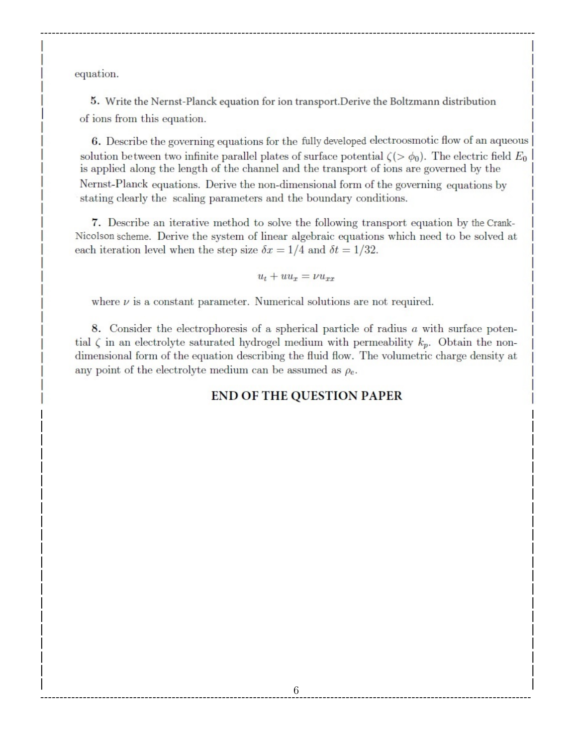equation.

**5.** Write the Nernst-Planck equation for ion transport.Derive the Boltzmann distribution of ions from this equation.

**6.** Describe the governing equations for the fully developed electroosmotic flow of an aqueous solution between two infinite parallel plates of surface potential $\zeta(> \phi_0)$. The electric field $E_0$ is applied along the length of the channel and the transport of ions are governed by the Nernst-Planck equations. Derive the non-dimensional form of the governing equations by stating clearly the scaling parameters and the boundary conditions.

**7.** Describe an iterative method to solve the following transport equation by the Crank-Nicolson scheme. Derive the system of linear algebraic equations which need to be solved at each iteration level when the step size $\delta x = 1/4$ and $\delta t = 1/32$.

$$u_t + u u_x = \nu u_{xx}$$

where $\nu$ is a constant parameter. Numerical solutions are not required.

**8.** Consider the electrophoresis of a spherical particle of radius $a$ with surface potential $\zeta$ in an electrolyte saturated hydrogel medium with permeability $k_p$. Obtain the non-dimensional form of the equation describing the fluid flow. The volumetric charge density at any point of the electrolyte medium can be assumed as $\rho_e$.

**END OF THE QUESTION PAPER**